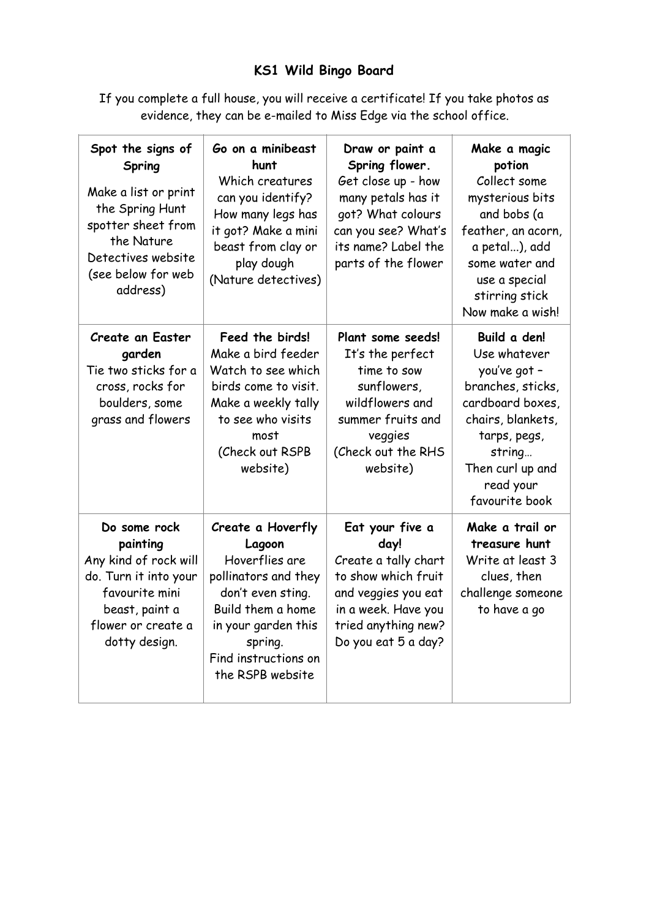## KS1 Wild Bingo Board

If you complete a full house, you will receive a certificate! If you take photos as evidence, they can be e-mailed to Miss Edge via the school office.

| **Spot the signs of Spring** Make a list or print the Spring Hunt spotter sheet from the Nature Detectives website (see below for web address) | **Go on a minibeast hunt** Which creatures can you identify? How many legs has it got? Make a mini beast from clay or play dough (Nature detectives) | **Draw or paint a Spring flower.** Get close up - how many petals has it got? What colours can you see? What's its name? Label the parts of the flower | **Make a magic potion** Collect some mysterious bits and bobs (a feather, an acorn, a petal...), add some water and use a special stirring stick Now make a wish! |
|---|---|---|---|
| **Create an Easter garden** Tie two sticks for a cross, rocks for boulders, some grass and flowers | **Feed the birds!** Make a bird feeder Watch to see which birds come to visit. Make a weekly tally to see who visits most (Check out RSPB website) | **Plant some seeds!** It's the perfect time to sow sunflowers, wildflowers and summer fruits and veggies (Check out the RHS website) | **Build a den!** Use whatever you've got – branches, sticks, cardboard boxes, chairs, blankets, tarps, pegs, string… Then curl up and read your favourite book |
| **Do some rock painting** Any kind of rock will do. Turn it into your favourite mini beast, paint a flower or create a dotty design. | **Create a Hoverfly Lagoon** Hoverflies are pollinators and they don't even sting. Build them a home in your garden this spring. Find instructions on the RSPB website | **Eat your five a day!** Create a tally chart to show which fruit and veggies you eat in a week. Have you tried anything new? Do you eat 5 a day? | **Make a trail or treasure hunt** Write at least 3 clues, then challenge someone to have a go |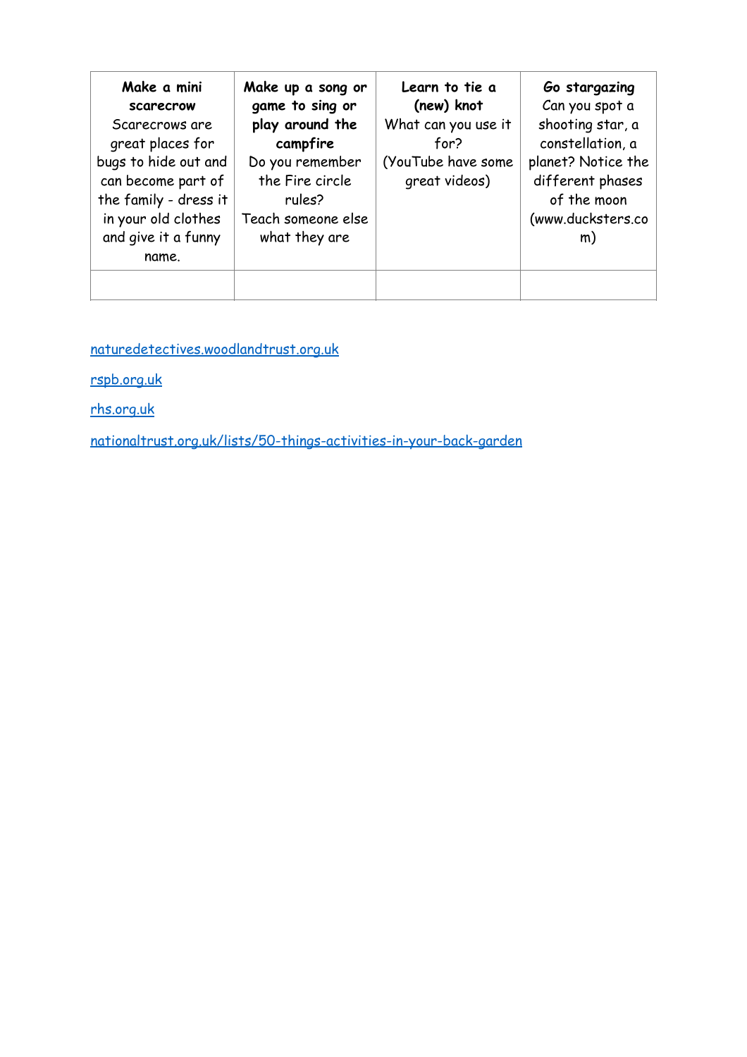| | | | |
|---|---|---|---|
| **Make a mini scarecrow** Scarecrows are great places for bugs to hide out and can become part of the family - dress it in your old clothes and give it a funny name. | **Make up a song or game to sing or play around the campfire** Do you remember the Fire circle rules? Teach someone else what they are | **Learn to tie a (new) knot** What can you use it for? (YouTube have some great videos) | **Go stargazing** Can you spot a shooting star, a constellation, a planet? Notice the different phases of the moon (www.ducksters.com) |
| | | | |

naturedetectives.woodlandtrust.org.uk

rspb.org.uk

rhs.org.uk

nationaltrust.org.uk/lists/50-things-activities-in-your-back-garden